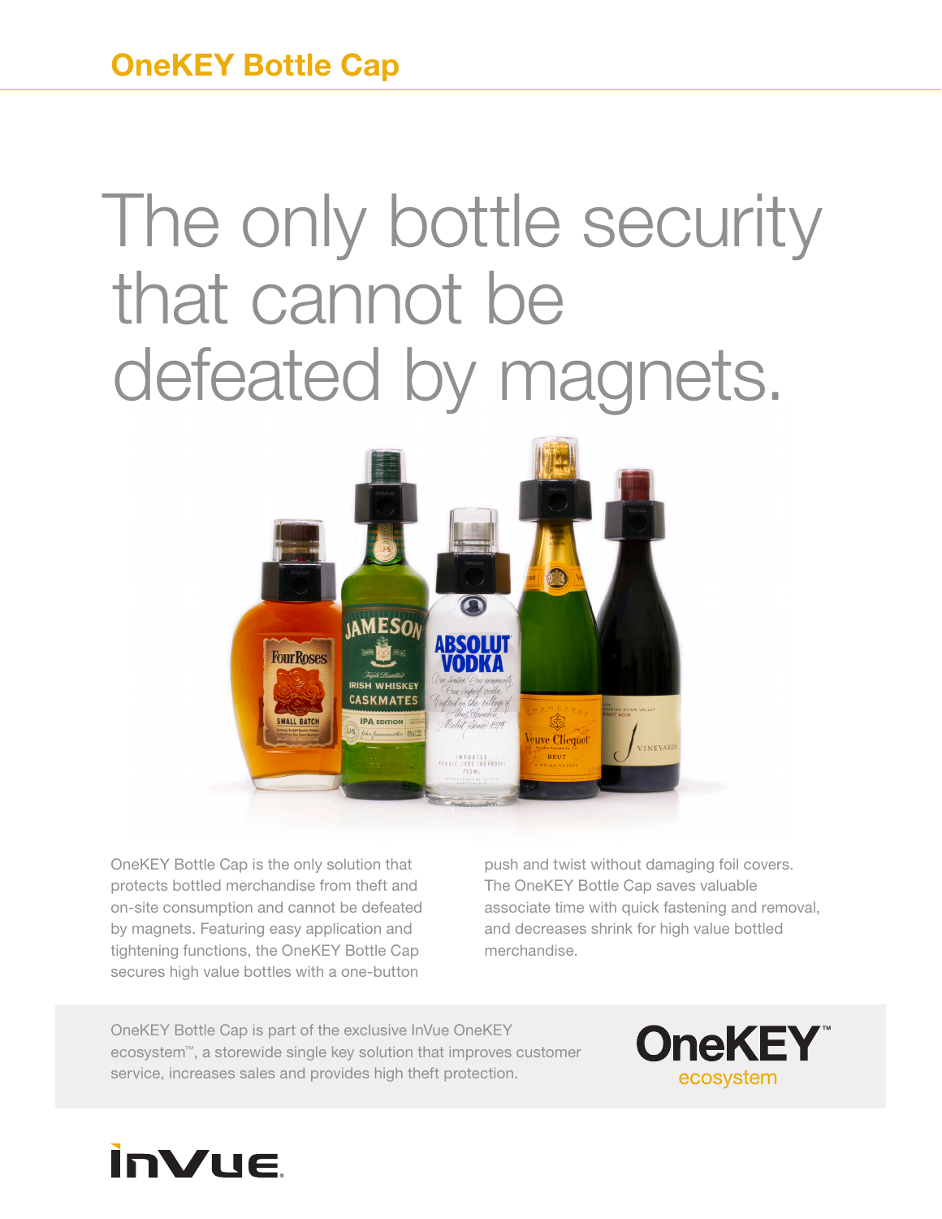# OneKEY Bottle Cap

## The only bottle security that cannot be defeated by magnets.

OneKEY Bottle Cap is the only solution that protects bottled merchandise from theft and on-site consumption and cannot be defeated by magnets. Featuring easy application and tightening functions, the OneKEY Bottle Cap secures high value bottles with a one-button push and twist without damaging foil covers. The OneKEY Bottle Cap saves valuable associate time with quick fastening and removal, and decreases shrink for high value bottled merchandise.

OneKEY Bottle Cap is part of the exclusive InVue OneKEY ecosystem™, a storewide single key solution that improves customer service, increases sales and provides high theft protection.

OneKEY™ ecosystem

InVue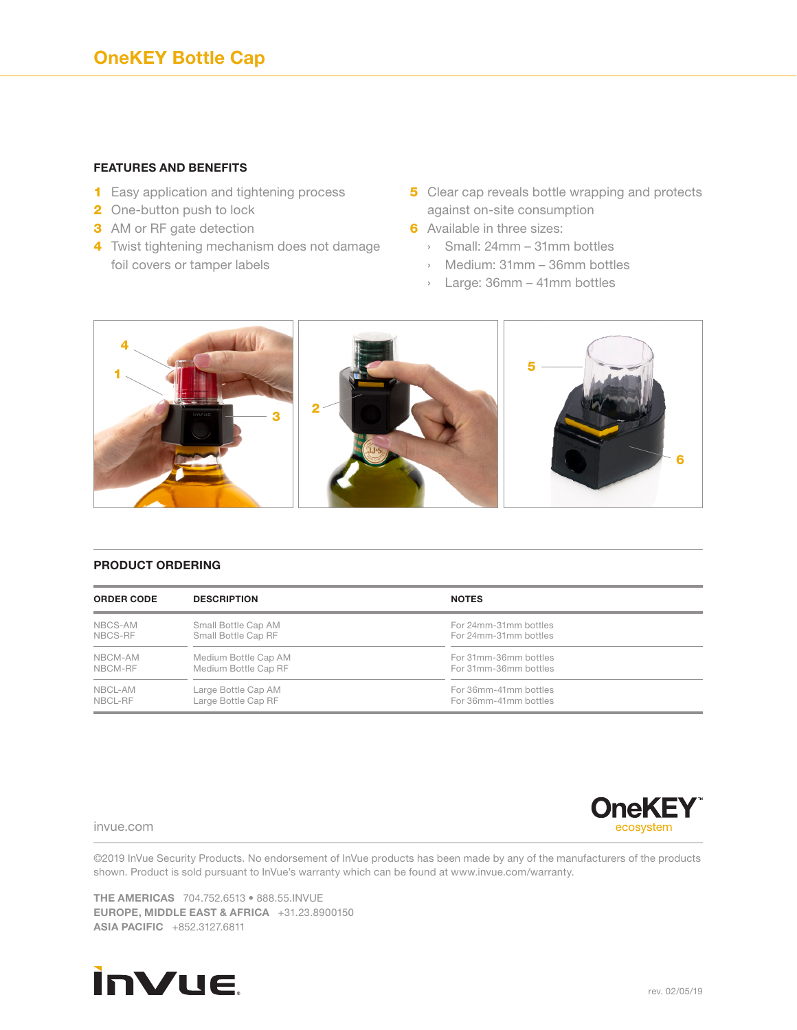# OneKEY Bottle Cap

## FEATURES AND BENEFITS

1. Easy application and tightening process
2. One-button push to lock
3. AM or RF gate detection
4. Twist tightening mechanism does not damage foil covers or tamper labels
5. Clear cap reveals bottle wrapping and protects against on-site consumption
6. Available in three sizes:
   - Small: 24mm – 31mm bottles
   - Medium: 31mm – 36mm bottles
   - Large: 36mm – 41mm bottles

4
1
3
2
5
6

## PRODUCT ORDERING

| ORDER CODE | DESCRIPTION | NOTES |
|---|---|---|
| NBCS-AM | Small Bottle Cap AM | For 24mm-31mm bottles |
| NBCS-RF | Small Bottle Cap RF | For 24mm-31mm bottles |
| NBCM-AM | Medium Bottle Cap AM | For 31mm-36mm bottles |
| NBCM-RF | Medium Bottle Cap RF | For 31mm-36mm bottles |
| NBCL-AM | Large Bottle Cap AM | For 36mm-41mm bottles |
| NBCL-RF | Large Bottle Cap RF | For 36mm-41mm bottles |

invue.com

OneKEY™ ecosystem

©2019 InVue Security Products. No endorsement of InVue products has been made by any of the manufacturers of the products shown. Product is sold pursuant to InVue's warranty which can be found at www.invue.com/warranty.

**THE AMERICAS** 704.752.6513 • 888.55.INVUE
**EUROPE, MIDDLE EAST & AFRICA** +31.23.8900150
**ASIA PACIFIC** +852.3127.6811

InVue

rev. 02/05/19